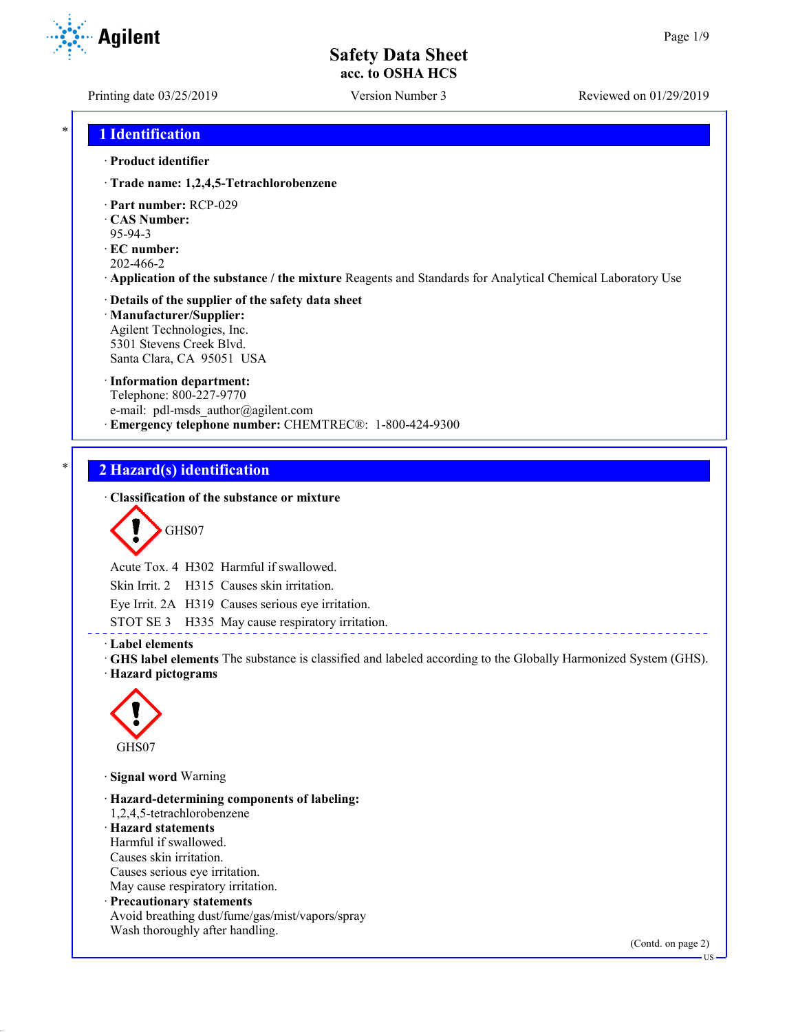# Safety Data Sheet
## acc. to OSHA HCS

Printing date 03/25/2019 | Version Number 3 | Reviewed on 01/29/2019

## 1 Identification

· **Product identifier**

· **Trade name: 1,2,4,5-Tetrachlorobenzene**

· **Part number:** RCP-029
· **CAS Number:**
95-94-3
· **EC number:**
202-466-2
· **Application of the substance / the mixture** Reagents and Standards for Analytical Chemical Laboratory Use

· **Details of the supplier of the safety data sheet**
· **Manufacturer/Supplier:**
Agilent Technologies, Inc.
5301 Stevens Creek Blvd.
Santa Clara, CA 95051 USA

· **Information department:**
Telephone: 800-227-9770
e-mail: pdl-msds_author@agilent.com
· **Emergency telephone number:** CHEMTREC®: 1-800-424-9300

## 2 Hazard(s) identification

· **Classification of the substance or mixture**

GHS07

Acute Tox. 4 H302 Harmful if swallowed.
Skin Irrit. 2 H315 Causes skin irritation.
Eye Irrit. 2A H319 Causes serious eye irritation.
STOT SE 3 H335 May cause respiratory irritation.

· **Label elements**
· **GHS label elements** The substance is classified and labeled according to the Globally Harmonized System (GHS).
· **Hazard pictograms**

GHS07

· **Signal word** Warning

· **Hazard-determining components of labeling:**
1,2,4,5-tetrachlorobenzene
· **Hazard statements**
Harmful if swallowed.
Causes skin irritation.
Causes serious eye irritation.
May cause respiratory irritation.
· **Precautionary statements**
Avoid breathing dust/fume/gas/mist/vapors/spray
Wash thoroughly after handling.

(Contd. on page 2)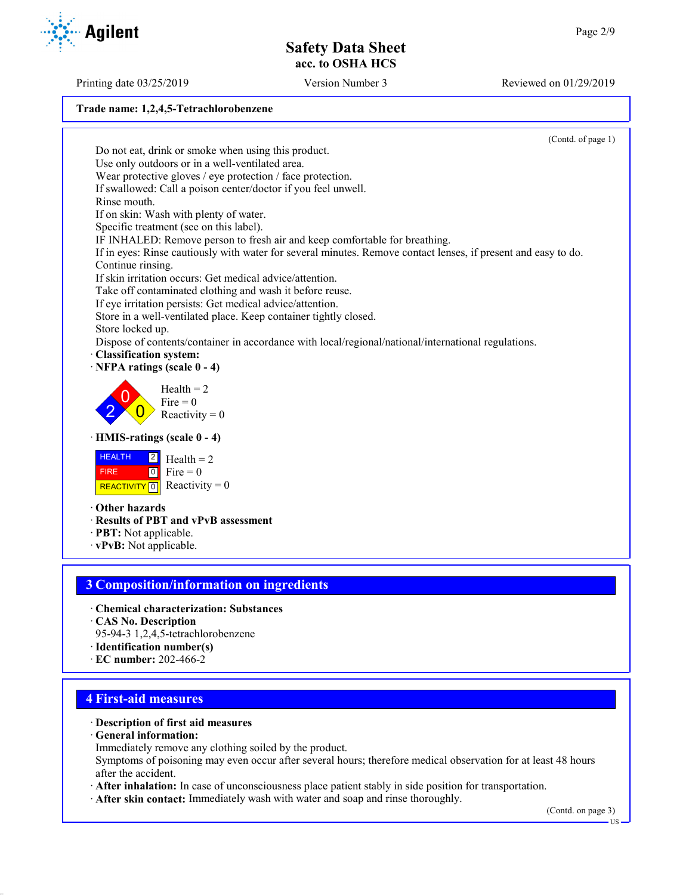**Trade name: 1,2,4,5-Tetrachlorobenzene**

(Contd. of page 1)

Do not eat, drink or smoke when using this product.
Use only outdoors or in a well-ventilated area.
Wear protective gloves / eye protection / face protection.
If swallowed: Call a poison center/doctor if you feel unwell.
Rinse mouth.
If on skin: Wash with plenty of water.
Specific treatment (see on this label).
IF INHALED: Remove person to fresh air and keep comfortable for breathing.
If in eyes: Rinse cautiously with water for several minutes. Remove contact lenses, if present and easy to do. Continue rinsing.
If skin irritation occurs: Get medical advice/attention.
Take off contaminated clothing and wash it before reuse.
If eye irritation persists: Get medical advice/attention.
Store in a well-ventilated place. Keep container tightly closed.
Store locked up.
Dispose of contents/container in accordance with local/regional/national/international regulations.

· **Classification system:**
· **NFPA ratings (scale 0 - 4)**

Health = 2
Fire = 0
Reactivity = 0

· **HMIS-ratings (scale 0 - 4)**

| | | |
|---|---|---|
| HEALTH | 2 | Health = 2 |
| FIRE | 0 | Fire = 0 |
| REACTIVITY | 0 | Reactivity = 0 |

· **Other hazards**
· **Results of PBT and vPvB assessment**
· **PBT:** Not applicable.
· **vPvB:** Not applicable.

## 3 Composition/information on ingredients

· **Chemical characterization: Substances**
· **CAS No. Description**
95-94-3 1,2,4,5-tetrachlorobenzene
· **Identification number(s)**
· **EC number:** 202-466-2

## 4 First-aid measures

· **Description of first aid measures**
· **General information:**
Immediately remove any clothing soiled by the product.
Symptoms of poisoning may even occur after several hours; therefore medical observation for at least 48 hours after the accident.
· **After inhalation:** In case of unconsciousness place patient stably in side position for transportation.
· **After skin contact:** Immediately wash with water and soap and rinse thoroughly.

(Contd. on page 3)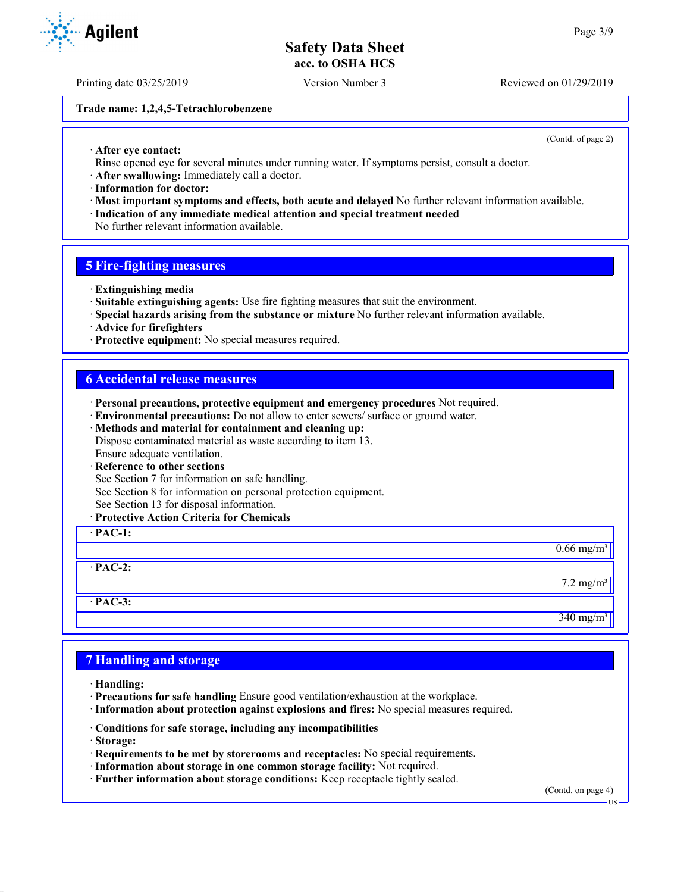Trade name: 1,2,4,5-Tetrachlorobenzene

(Contd. of page 2)

· **After eye contact:**
Rinse opened eye for several minutes under running water. If symptoms persist, consult a doctor.
· **After swallowing:** Immediately call a doctor.
· **Information for doctor:**
· **Most important symptoms and effects, both acute and delayed** No further relevant information available.
· **Indication of any immediate medical attention and special treatment needed**
No further relevant information available.

## 5 Fire-fighting measures

· **Extinguishing media**
· **Suitable extinguishing agents:** Use fire fighting measures that suit the environment.
· **Special hazards arising from the substance or mixture** No further relevant information available.
· **Advice for firefighters**
· **Protective equipment:** No special measures required.

## 6 Accidental release measures

· **Personal precautions, protective equipment and emergency procedures** Not required.
· **Environmental precautions:** Do not allow to enter sewers/ surface or ground water.
· **Methods and material for containment and cleaning up:**
Dispose contaminated material as waste according to item 13.
Ensure adequate ventilation.
· **Reference to other sections**
See Section 7 for information on safe handling.
See Section 8 for information on personal protection equipment.
See Section 13 for disposal information.
· **Protective Action Criteria for Chemicals**

| · **PAC-1:** | |
|---|---|
| | 0.66 mg/m³ |
| · **PAC-2:** | |
| | 7.2 mg/m³ |
| · **PAC-3:** | |
| | 340 mg/m³ |

## 7 Handling and storage

· **Handling:**
· **Precautions for safe handling** Ensure good ventilation/exhaustion at the workplace.
· **Information about protection against explosions and fires:** No special measures required.

· **Conditions for safe storage, including any incompatibilities**
· **Storage:**
· **Requirements to be met by storerooms and receptacles:** No special requirements.
· **Information about storage in one common storage facility:** Not required.
· **Further information about storage conditions:** Keep receptacle tightly sealed.

(Contd. on page 4)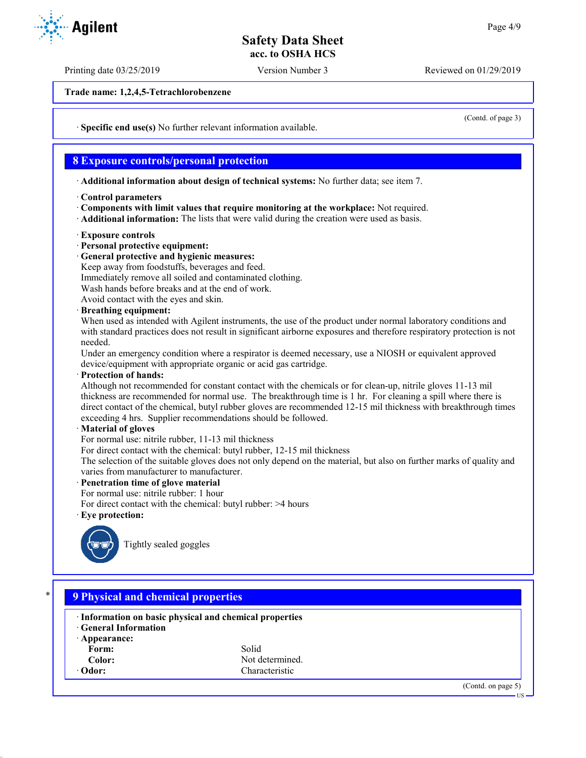Trade name: 1,2,4,5-Tetrachlorobenzene

(Contd. of page 3)

· **Specific end use(s)** No further relevant information available.

## 8 Exposure controls/personal protection

· **Additional information about design of technical systems:** No further data; see item 7.

· **Control parameters**
· **Components with limit values that require monitoring at the workplace:** Not required.
· **Additional information:** The lists that were valid during the creation were used as basis.

· **Exposure controls**
· **Personal protective equipment:**
· **General protective and hygienic measures:**
Keep away from foodstuffs, beverages and feed.
Immediately remove all soiled and contaminated clothing.
Wash hands before breaks and at the end of work.
Avoid contact with the eyes and skin.
· **Breathing equipment:**
When used as intended with Agilent instruments, the use of the product under normal laboratory conditions and with standard practices does not result in significant airborne exposures and therefore respiratory protection is not needed.
Under an emergency condition where a respirator is deemed necessary, use a NIOSH or equivalent approved device/equipment with appropriate organic or acid gas cartridge.
· **Protection of hands:**
Although not recommended for constant contact with the chemicals or for clean-up, nitrile gloves 11-13 mil thickness are recommended for normal use. The breakthrough time is 1 hr. For cleaning a spill where there is direct contact of the chemical, butyl rubber gloves are recommended 12-15 mil thickness with breakthrough times exceeding 4 hrs. Supplier recommendations should be followed.
· **Material of gloves**
For normal use: nitrile rubber, 11-13 mil thickness
For direct contact with the chemical: butyl rubber, 12-15 mil thickness
The selection of the suitable gloves does not only depend on the material, but also on further marks of quality and varies from manufacturer to manufacturer.
· **Penetration time of glove material**
For normal use: nitrile rubber: 1 hour
For direct contact with the chemical: butyl rubber: >4 hours
· **Eye protection:**

Tightly sealed goggles

## 9 Physical and chemical properties

· **Information on basic physical and chemical properties**
· **General Information**
· **Appearance:**

| | |
|---|---|
| **Form:** | Solid |
| **Color:** | Not determined. |
| · **Odor:** | Characteristic |

(Contd. on page 5)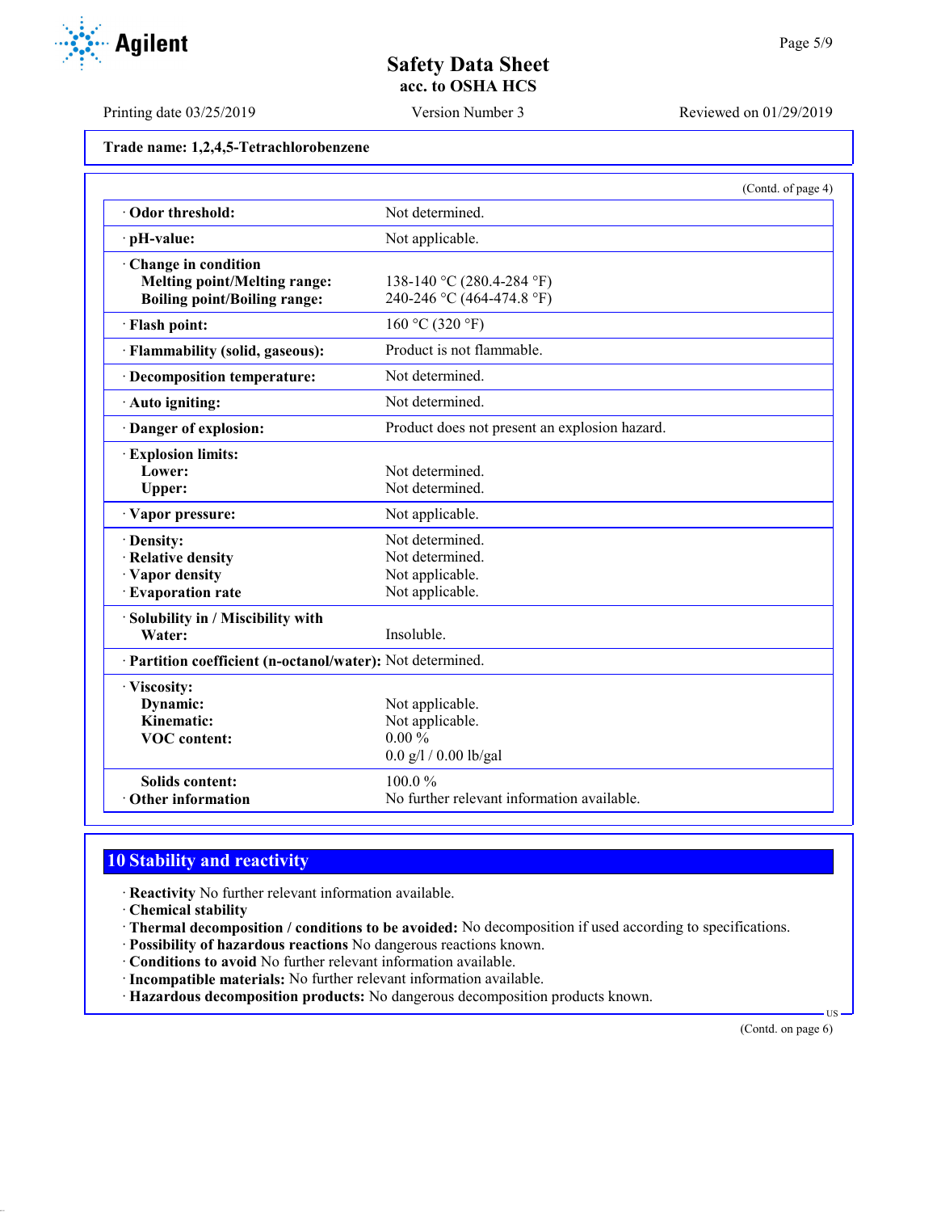**Trade name: 1,2,4,5-Tetrachlorobenzene**

(Contd. of page 4)

| Property | Value |
|---|---|
| · **Odor threshold:** | Not determined. |
| · **pH-value:** | Not applicable. |
| · **Change in condition** | |
| **Melting point/Melting range:** | 138-140 °C (280.4-284 °F) |
| **Boiling point/Boiling range:** | 240-246 °C (464-474.8 °F) |
| · **Flash point:** | 160 °C (320 °F) |
| · **Flammability (solid, gaseous):** | Product is not flammable. |
| · **Decomposition temperature:** | Not determined. |
| · **Auto igniting:** | Not determined. |
| · **Danger of explosion:** | Product does not present an explosion hazard. |
| · **Explosion limits:** | |
| **Lower:** | Not determined. |
| **Upper:** | Not determined. |
| · **Vapor pressure:** | Not applicable. |
| · **Density:** | Not determined. |
| · **Relative density** | Not determined. |
| · **Vapor density** | Not applicable. |
| · **Evaporation rate** | Not applicable. |
| · **Solubility in / Miscibility with** | |
| **Water:** | Insoluble. |
| · **Partition coefficient (n-octanol/water):** | Not determined. |
| · **Viscosity:** | |
| **Dynamic:** | Not applicable. |
| **Kinematic:** | Not applicable. |
| **VOC content:** | 0.00 % |
| | 0.0 g/l / 0.00 lb/gal |
| **Solids content:** | 100.0 % |
| · **Other information** | No further relevant information available. |

## 10 Stability and reactivity

· **Reactivity** No further relevant information available.
· **Chemical stability**
· **Thermal decomposition / conditions to be avoided:** No decomposition if used according to specifications.
· **Possibility of hazardous reactions** No dangerous reactions known.
· **Conditions to avoid** No further relevant information available.
· **Incompatible materials:** No further relevant information available.
· **Hazardous decomposition products:** No dangerous decomposition products known.

(Contd. on page 6)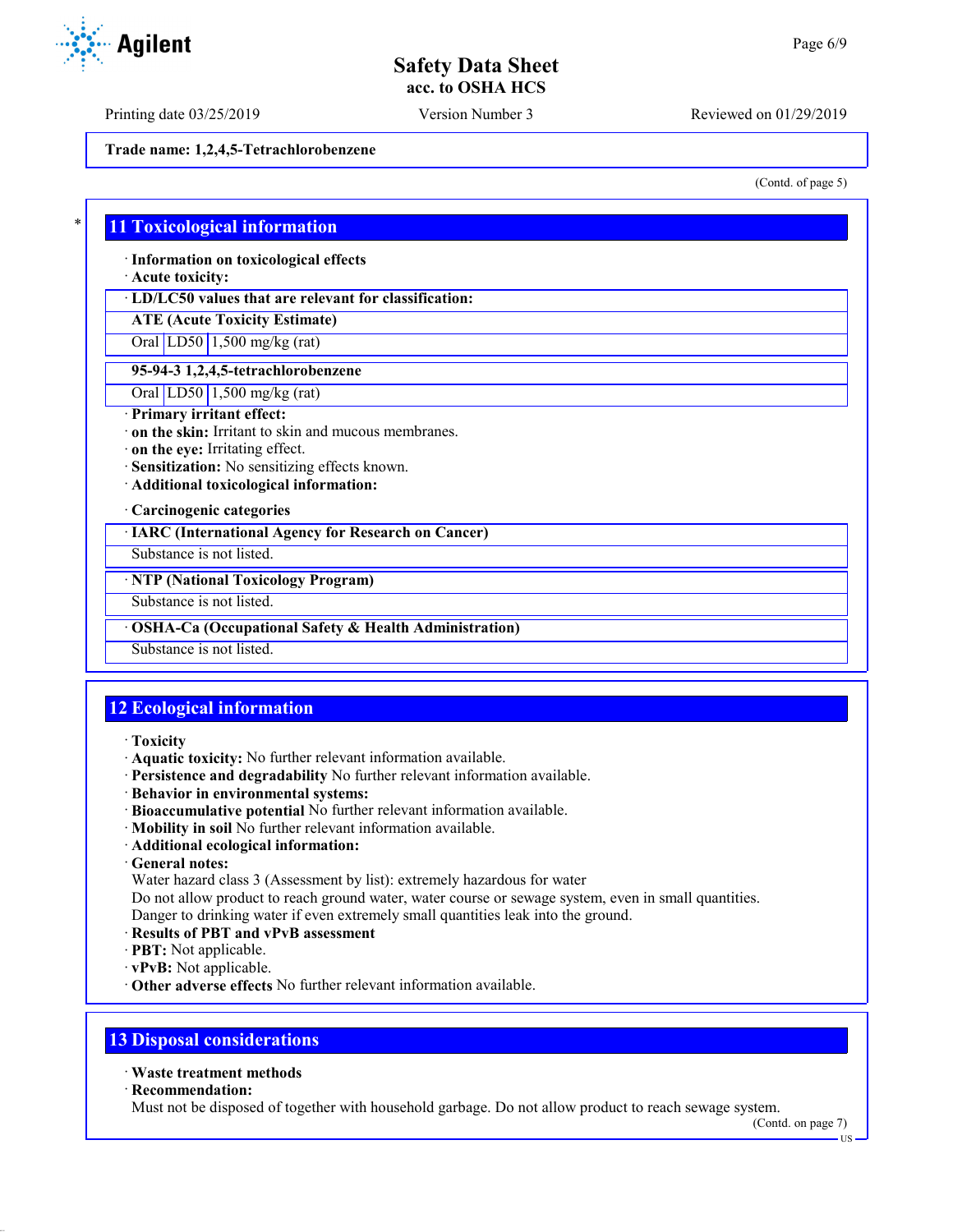Trade name: 1,2,4,5-Tetrachlorobenzene

(Contd. of page 5)

## 11 Toxicological information

· **Information on toxicological effects**
· **Acute toxicity:**

| · LD/LC50 values that are relevant for classification: | | |
|---|---|---|
| **ATE (Acute Toxicity Estimate)** | | |
| Oral | LD50 | 1,500 mg/kg (rat) |

| 95-94-3 1,2,4,5-tetrachlorobenzene | | |
|---|---|---|
| Oral | LD50 | 1,500 mg/kg (rat) |

· **Primary irritant effect:**
· **on the skin:** Irritant to skin and mucous membranes.
· **on the eye:** Irritating effect.
· **Sensitization:** No sensitizing effects known.
· **Additional toxicological information:**

· **Carcinogenic categories**

| · IARC (International Agency for Research on Cancer) |
|---|
| Substance is not listed. |

| · NTP (National Toxicology Program) |
|---|
| Substance is not listed. |

| · OSHA-Ca (Occupational Safety & Health Administration) |
|---|
| Substance is not listed. |

## 12 Ecological information

· **Toxicity**
· **Aquatic toxicity:** No further relevant information available.
· **Persistence and degradability** No further relevant information available.
· **Behavior in environmental systems:**
· **Bioaccumulative potential** No further relevant information available.
· **Mobility in soil** No further relevant information available.
· **Additional ecological information:**
· **General notes:**
Water hazard class 3 (Assessment by list): extremely hazardous for water
Do not allow product to reach ground water, water course or sewage system, even in small quantities.
Danger to drinking water if even extremely small quantities leak into the ground.
· **Results of PBT and vPvB assessment**
· **PBT:** Not applicable.
· **vPvB:** Not applicable.
· **Other adverse effects** No further relevant information available.

## 13 Disposal considerations

· **Waste treatment methods**
· **Recommendation:**
Must not be disposed of together with household garbage. Do not allow product to reach sewage system.

(Contd. on page 7)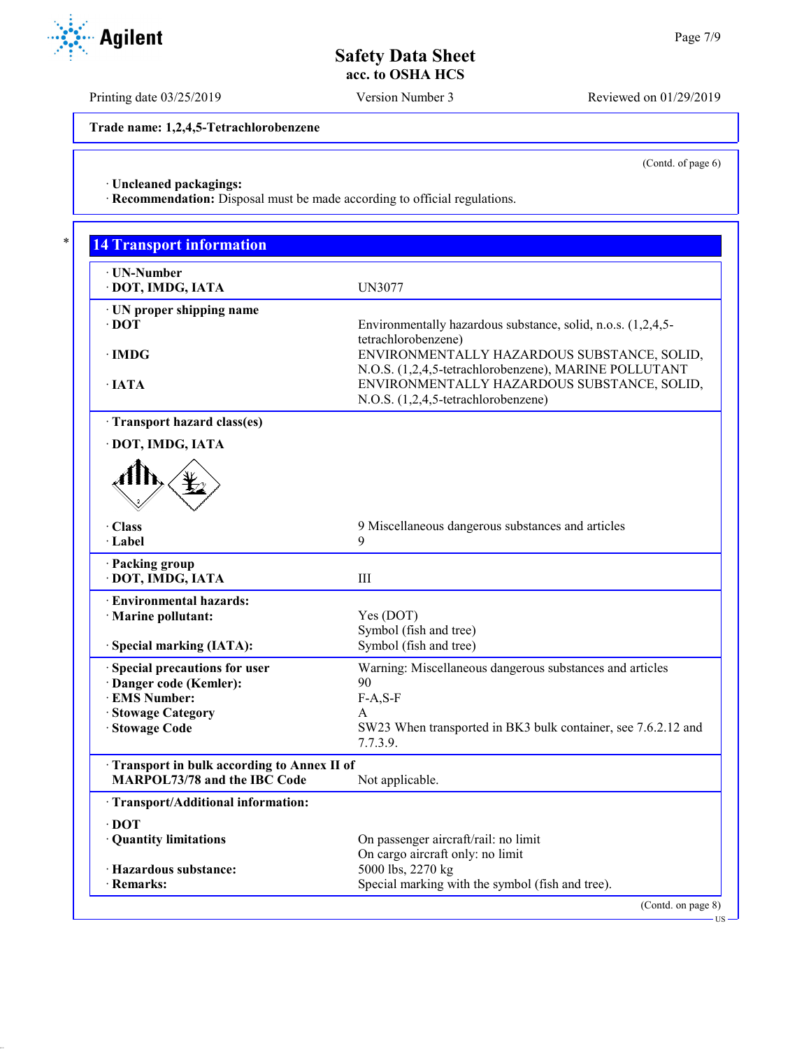**Trade name: 1,2,4,5-Tetrachlorobenzene**

(Contd. of page 6)

· **Uncleaned packagings:**
· **Recommendation:** Disposal must be made according to official regulations.

## 14 Transport information

| | |
|---|---|
| · **UN-Number** | |
| · **DOT, IMDG, IATA** | UN3077 |
| · **UN proper shipping name** | |
| · **DOT** | Environmentally hazardous substance, solid, n.o.s. (1,2,4,5-tetrachlorobenzene) |
| · **IMDG** | ENVIRONMENTALLY HAZARDOUS SUBSTANCE, SOLID, N.O.S. (1,2,4,5-tetrachlorobenzene), MARINE POLLUTANT |
| · **IATA** | ENVIRONMENTALLY HAZARDOUS SUBSTANCE, SOLID, N.O.S. (1,2,4,5-tetrachlorobenzene) |
| · **Transport hazard class(es)** | |
| · **DOT, IMDG, IATA** | |
| · **Class** | 9 Miscellaneous dangerous substances and articles |
| · **Label** | 9 |
| · **Packing group** | |
| · **DOT, IMDG, IATA** | III |
| · **Environmental hazards:** | |
| · **Marine pollutant:** | Yes (DOT)<br>Symbol (fish and tree) |
| · **Special marking (IATA):** | Symbol (fish and tree) |
| · **Special precautions for user** | Warning: Miscellaneous dangerous substances and articles |
| · **Danger code (Kemler):** | 90 |
| · **EMS Number:** | F-A,S-F |
| · **Stowage Category** | A |
| · **Stowage Code** | SW23 When transported in BK3 bulk container, see 7.6.2.12 and 7.7.3.9. |
| · **Transport in bulk according to Annex II of MARPOL73/78 and the IBC Code** | Not applicable. |
| · **Transport/Additional information:** | |
| · **DOT** | |
| · **Quantity limitations** | On passenger aircraft/rail: no limit<br>On cargo aircraft only: no limit |
| · **Hazardous substance:** | 5000 lbs, 2270 kg |
| · **Remarks:** | Special marking with the symbol (fish and tree). |

(Contd. on page 8)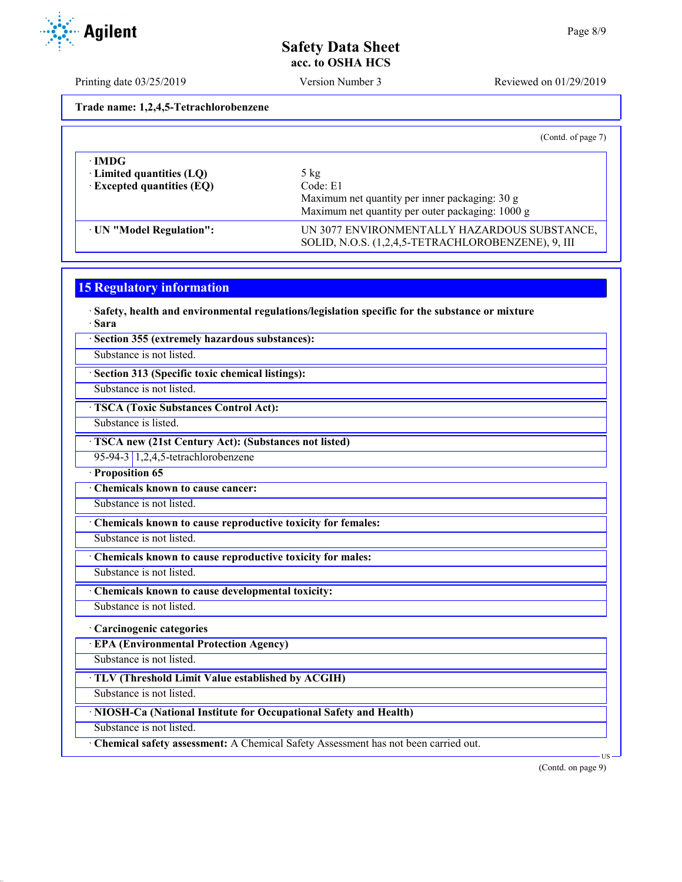Trade name: 1,2,4,5-Tetrachlorobenzene

(Contd. of page 7)

| · IMDG | |
|---|---|
| · Limited quantities (LQ) | 5 kg |
| · Excepted quantities (EQ) | Code: E1<br>Maximum net quantity per inner packaging: 30 g<br>Maximum net quantity per outer packaging: 1000 g |
| · UN "Model Regulation": | UN 3077 ENVIRONMENTALLY HAZARDOUS SUBSTANCE, SOLID, N.O.S. (1,2,4,5-TETRACHLOROBENZENE), 9, III |

## 15 Regulatory information

· **Safety, health and environmental regulations/legislation specific for the substance or mixture**

· **Sara**

· **Section 355 (extremely hazardous substances):**

Substance is not listed.

· **Section 313 (Specific toxic chemical listings):**

Substance is not listed.

· **TSCA (Toxic Substances Control Act):**

Substance is listed.

· **TSCA new (21st Century Act): (Substances not listed)**

| 95-94-3 | 1,2,4,5-tetrachlorobenzene |
|---|---|

· **Proposition 65**

· **Chemicals known to cause cancer:**

Substance is not listed.

· **Chemicals known to cause reproductive toxicity for females:**

Substance is not listed.

· **Chemicals known to cause reproductive toxicity for males:**

Substance is not listed.

· **Chemicals known to cause developmental toxicity:**

Substance is not listed.

· **Carcinogenic categories**

· **EPA (Environmental Protection Agency)**

Substance is not listed.

· **TLV (Threshold Limit Value established by ACGIH)**

Substance is not listed.

· **NIOSH-Ca (National Institute for Occupational Safety and Health)**

Substance is not listed.

· **Chemical safety assessment:** A Chemical Safety Assessment has not been carried out.

(Contd. on page 9)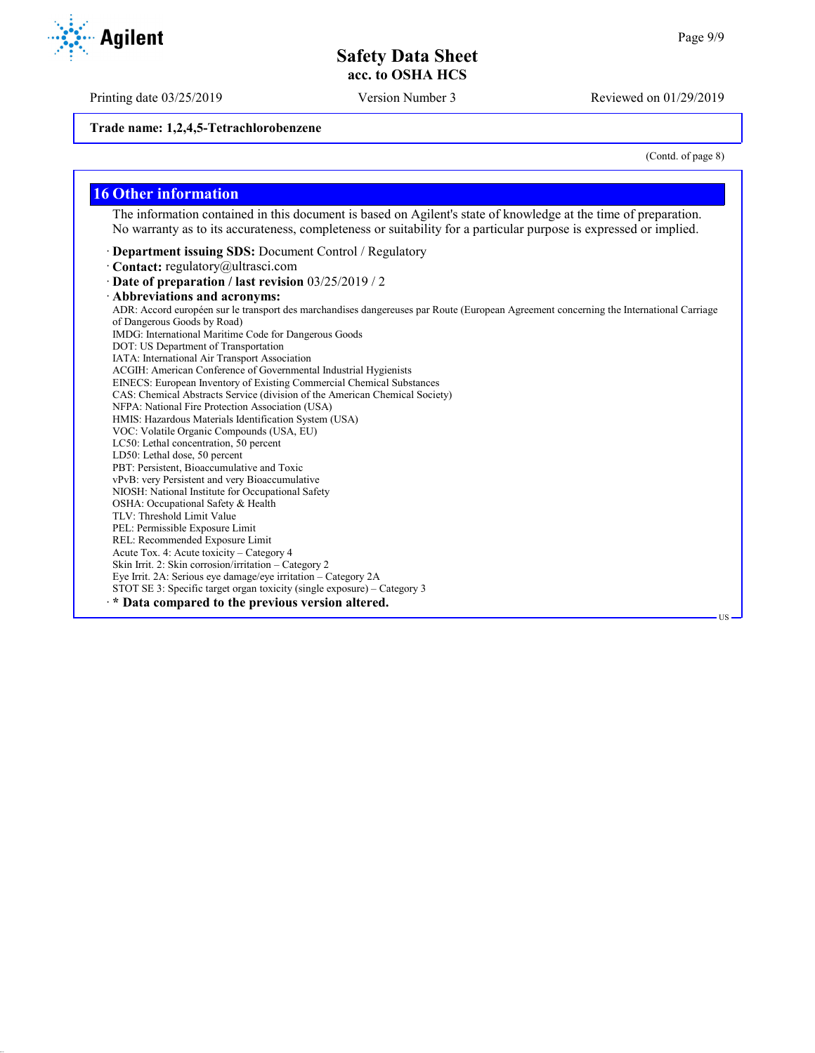Trade name: 1,2,4,5-Tetrachlorobenzene

(Contd. of page 8)

## 16 Other information

The information contained in this document is based on Agilent's state of knowledge at the time of preparation. No warranty as to its accurateness, completeness or suitability for a particular purpose is expressed or implied.

- **Department issuing SDS:** Document Control / Regulatory
- **Contact:** regulatory@ultrasci.com
- **Date of preparation / last revision** 03/25/2019 / 2
- **Abbreviations and acronyms:**

ADR: Accord européen sur le transport des marchandises dangereuses par Route (European Agreement concerning the International Carriage of Dangerous Goods by Road)
IMDG: International Maritime Code for Dangerous Goods
DOT: US Department of Transportation
IATA: International Air Transport Association
ACGIH: American Conference of Governmental Industrial Hygienists
EINECS: European Inventory of Existing Commercial Chemical Substances
CAS: Chemical Abstracts Service (division of the American Chemical Society)
NFPA: National Fire Protection Association (USA)
HMIS: Hazardous Materials Identification System (USA)
VOC: Volatile Organic Compounds (USA, EU)
LC50: Lethal concentration, 50 percent
LD50: Lethal dose, 50 percent
PBT: Persistent, Bioaccumulative and Toxic
vPvB: very Persistent and very Bioaccumulative
NIOSH: National Institute for Occupational Safety
OSHA: Occupational Safety & Health
TLV: Threshold Limit Value
PEL: Permissible Exposure Limit
REL: Recommended Exposure Limit
Acute Tox. 4: Acute toxicity – Category 4
Skin Irrit. 2: Skin corrosion/irritation – Category 2
Eye Irrit. 2A: Serious eye damage/eye irritation – Category 2A
STOT SE 3: Specific target organ toxicity (single exposure) – Category 3

- **\* Data compared to the previous version altered.**